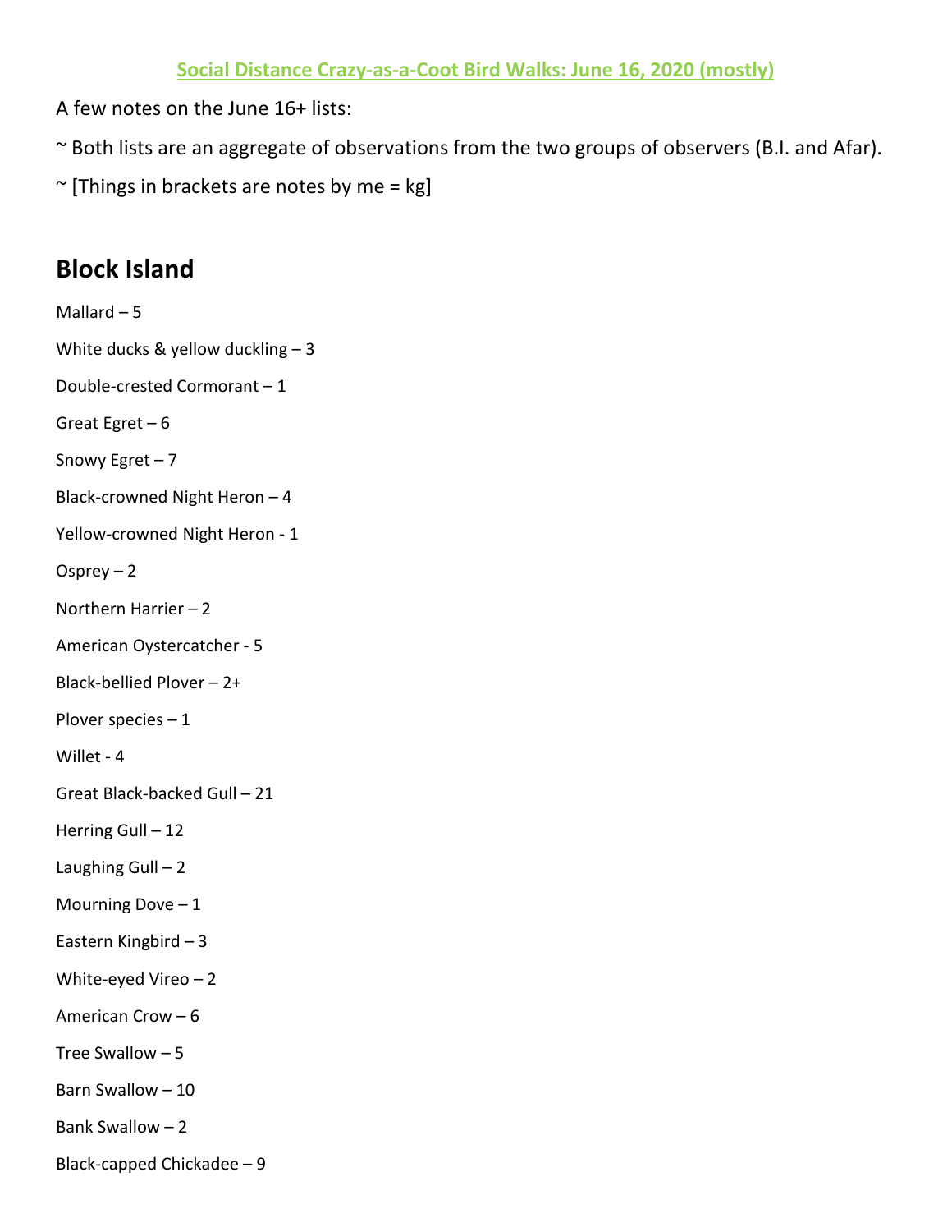**Social Distance Crazy-as-a-Coot Bird Walks: June 16, 2020 (mostly)**

A few notes on the June 16+ lists:

~ Both lists are an aggregate of observations from the two groups of observers (B.I. and Afar).

~ [Things in brackets are notes by me = kg]

## Block Island

Mallard – 5

White ducks & yellow duckling – 3

Double-crested Cormorant – 1

Great Egret – 6

Snowy Egret – 7

Black-crowned Night Heron – 4

Yellow-crowned Night Heron - 1

Osprey – 2

Northern Harrier – 2

American Oystercatcher - 5

Black-bellied Plover – 2+

Plover species – 1

Willet - 4

Great Black-backed Gull – 21

Herring Gull – 12

Laughing Gull – 2

Mourning Dove – 1

Eastern Kingbird – 3

White-eyed Vireo – 2

American Crow – 6

Tree Swallow – 5

Barn Swallow – 10

Bank Swallow – 2

Black-capped Chickadee – 9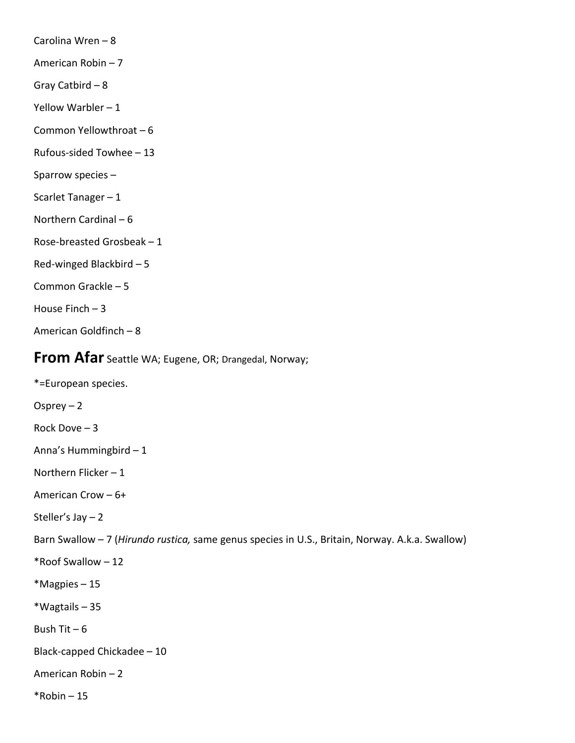Carolina Wren – 8

American Robin – 7

Gray Catbird – 8

Yellow Warbler – 1

Common Yellowthroat – 6

Rufous-sided Towhee – 13

Sparrow species –

Scarlet Tanager – 1

Northern Cardinal – 6

Rose-breasted Grosbeak – 1

Red-winged Blackbird – 5

Common Grackle – 5

House Finch – 3

American Goldfinch – 8

## **From Afar** Seattle WA; Eugene, OR; Drangedal, Norway;

*=European species.

Osprey – 2

Rock Dove – 3

Anna's Hummingbird – 1

Northern Flicker – 1

American Crow – 6+

Steller's Jay – 2

Barn Swallow – 7 (*Hirundo rustica,* same genus species in U.S., Britain, Norway. A.k.a. Swallow)

*Roof Swallow – 12

*Magpies – 15

*Wagtails – 35

Bush Tit – 6

Black-capped Chickadee – 10

American Robin – 2

*Robin – 15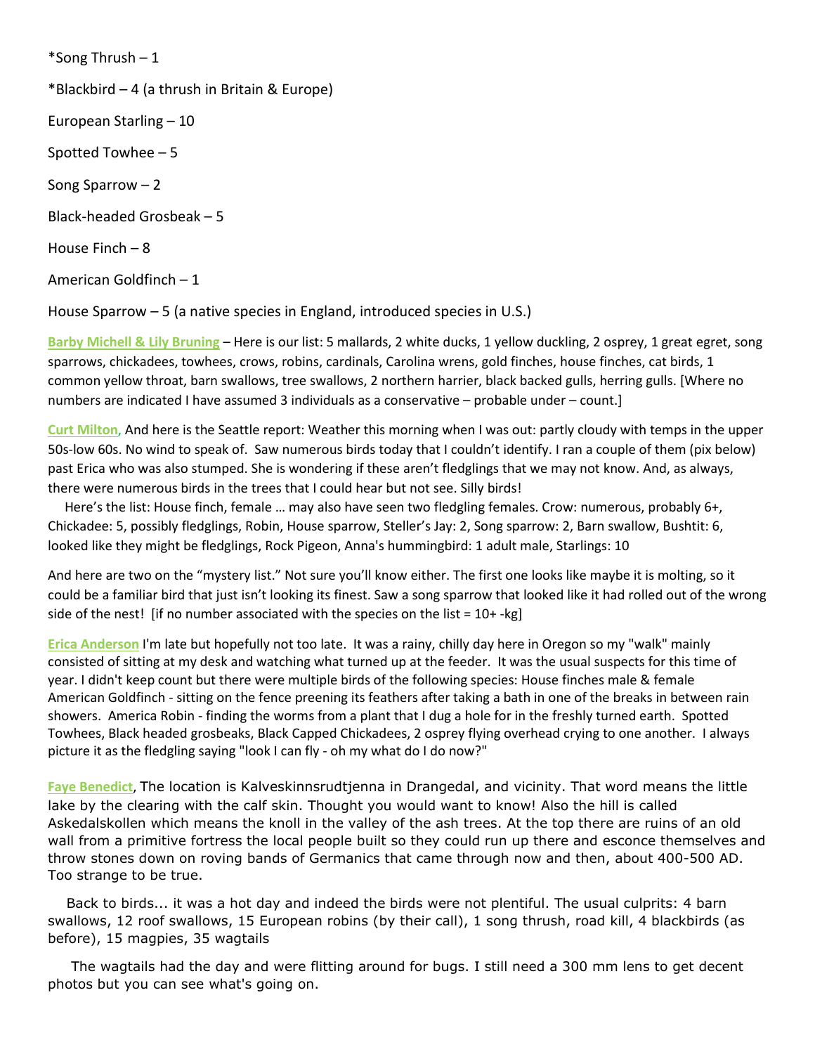*Song Thrush – 1

*Blackbird – 4 (a thrush in Britain & Europe)

European Starling – 10

Spotted Towhee – 5

Song Sparrow – 2

Black-headed Grosbeak – 5

House Finch – 8

American Goldfinch – 1

House Sparrow – 5 (a native species in England, introduced species in U.S.)

**Barby Michell & Lily Bruning** – Here is our list: 5 mallards, 2 white ducks, 1 yellow duckling, 2 osprey, 1 great egret, song sparrows, chickadees, towhees, crows, robins, cardinals, Carolina wrens, gold finches, house finches, cat birds, 1 common yellow throat, barn swallows, tree swallows, 2 northern harrier, black backed gulls, herring gulls. [Where no numbers are indicated I have assumed 3 individuals as a conservative – probable under – count.]

**Curt Milton,** And here is the Seattle report: Weather this morning when I was out: partly cloudy with temps in the upper 50s-low 60s. No wind to speak of. Saw numerous birds today that I couldn't identify. I ran a couple of them (pix below) past Erica who was also stumped. She is wondering if these aren't fledglings that we may not know. And, as always, there were numerous birds in the trees that I could hear but not see. Silly birds!

Here's the list: House finch, female … may also have seen two fledgling females. Crow: numerous, probably 6+, Chickadee: 5, possibly fledglings, Robin, House sparrow, Steller's Jay: 2, Song sparrow: 2, Barn swallow, Bushtit: 6, looked like they might be fledglings, Rock Pigeon, Anna's hummingbird: 1 adult male, Starlings: 10

And here are two on the "mystery list." Not sure you'll know either. The first one looks like maybe it is molting, so it could be a familiar bird that just isn't looking its finest. Saw a song sparrow that looked like it had rolled out of the wrong side of the nest! [if no number associated with the species on the list = 10+ -kg]

**Erica Anderson** I'm late but hopefully not too late. It was a rainy, chilly day here in Oregon so my "walk" mainly consisted of sitting at my desk and watching what turned up at the feeder. It was the usual suspects for this time of year. I didn't keep count but there were multiple birds of the following species: House finches male & female American Goldfinch - sitting on the fence preening its feathers after taking a bath in one of the breaks in between rain showers. America Robin - finding the worms from a plant that I dug a hole for in the freshly turned earth. Spotted Towhees, Black headed grosbeaks, Black Capped Chickadees, 2 osprey flying overhead crying to one another. I always picture it as the fledgling saying "look I can fly - oh my what do I do now?"

**Faye Benedict**, The location is Kalveskinnsrudtjenna in Drangedal, and vicinity. That word means the little lake by the clearing with the calf skin. Thought you would want to know! Also the hill is called Askedalskollen which means the knoll in the valley of the ash trees. At the top there are ruins of an old wall from a primitive fortress the local people built so they could run up there and esconce themselves and throw stones down on roving bands of Germanics that came through now and then, about 400-500 AD. Too strange to be true.

Back to birds... it was a hot day and indeed the birds were not plentiful. The usual culprits: 4 barn swallows, 12 roof swallows, 15 European robins (by their call), 1 song thrush, road kill, 4 blackbirds (as before), 15 magpies, 35 wagtails

The wagtails had the day and were flitting around for bugs. I still need a 300 mm lens to get decent photos but you can see what's going on.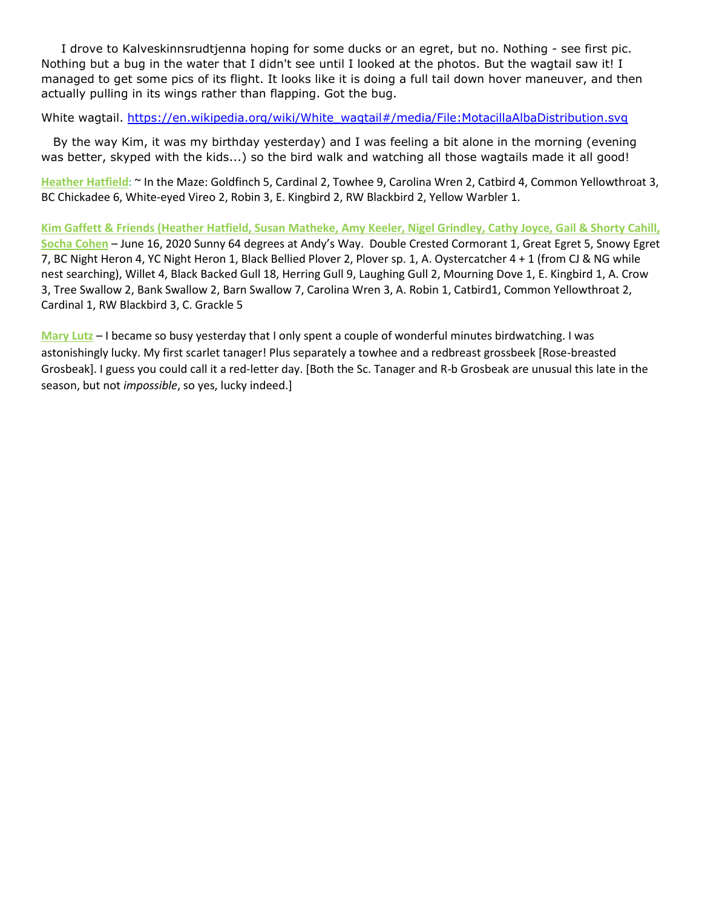I drove to Kalveskinnsrudtjenna hoping for some ducks or an egret, but no. Nothing - see first pic. Nothing but a bug in the water that I didn't see until I looked at the photos. But the wagtail saw it! I managed to get some pics of its flight. It looks like it is doing a full tail down hover maneuver, and then actually pulling in its wings rather than flapping. Got the bug.

White wagtail. https://en.wikipedia.org/wiki/White_wagtail#/media/File:MotacillaAlbaDistribution.svg

By the way Kim, it was my birthday yesterday) and I was feeling a bit alone in the morning (evening was better, skyped with the kids...) so the bird walk and watching all those wagtails made it all good!

**Heather Hatfield**: ~ In the Maze: Goldfinch 5, Cardinal 2, Towhee 9, Carolina Wren 2, Catbird 4, Common Yellowthroat 3, BC Chickadee 6, White-eyed Vireo 2, Robin 3, E. Kingbird 2, RW Blackbird 2, Yellow Warbler 1.

**Kim Gaffett & Friends (Heather Hatfield, Susan Matheke, Amy Keeler, Nigel Grindley, Cathy Joyce, Gail & Shorty Cahill, Socha Cohen** – June 16, 2020 Sunny 64 degrees at Andy's Way. Double Crested Cormorant 1, Great Egret 5, Snowy Egret 7, BC Night Heron 4, YC Night Heron 1, Black Bellied Plover 2, Plover sp. 1, A. Oystercatcher 4 + 1 (from CJ & NG while nest searching), Willet 4, Black Backed Gull 18, Herring Gull 9, Laughing Gull 2, Mourning Dove 1, E. Kingbird 1, A. Crow 3, Tree Swallow 2, Bank Swallow 2, Barn Swallow 7, Carolina Wren 3, A. Robin 1, Catbird1, Common Yellowthroat 2, Cardinal 1, RW Blackbird 3, C. Grackle 5

**Mary Lutz** – I became so busy yesterday that I only spent a couple of wonderful minutes birdwatching. I was astonishingly lucky. My first scarlet tanager! Plus separately a towhee and a redbreast grossbeek [Rose-breasted Grosbeak]. I guess you could call it a red-letter day. [Both the Sc. Tanager and R-b Grosbeak are unusual this late in the season, but not *impossible*, so yes, lucky indeed.]